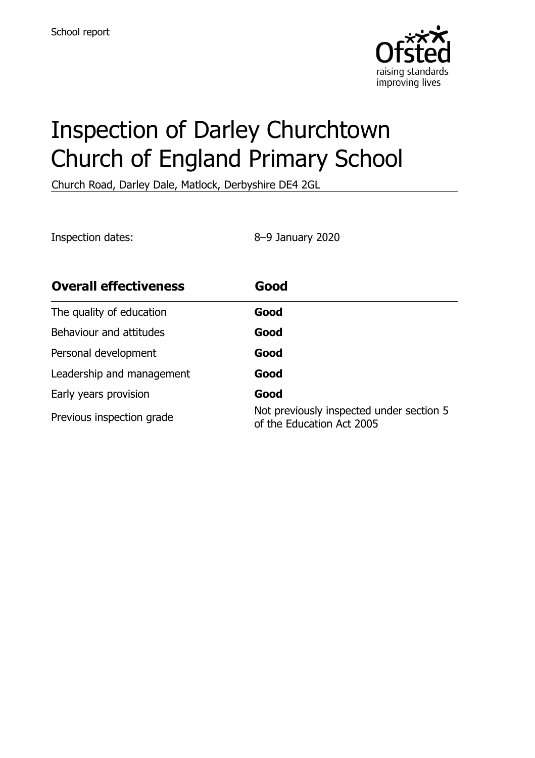School report

# Inspection of Darley Churchtown Church of England Primary School

Church Road, Darley Dale, Matlock, Derbyshire DE4 2GL

Inspection dates: 8–9 January 2020

| Overall effectiveness | Good |
| --- | --- |
| The quality of education | **Good** |
| Behaviour and attitudes | **Good** |
| Personal development | **Good** |
| Leadership and management | **Good** |
| Early years provision | **Good** |
| Previous inspection grade | Not previously inspected under section 5 of the Education Act 2005 |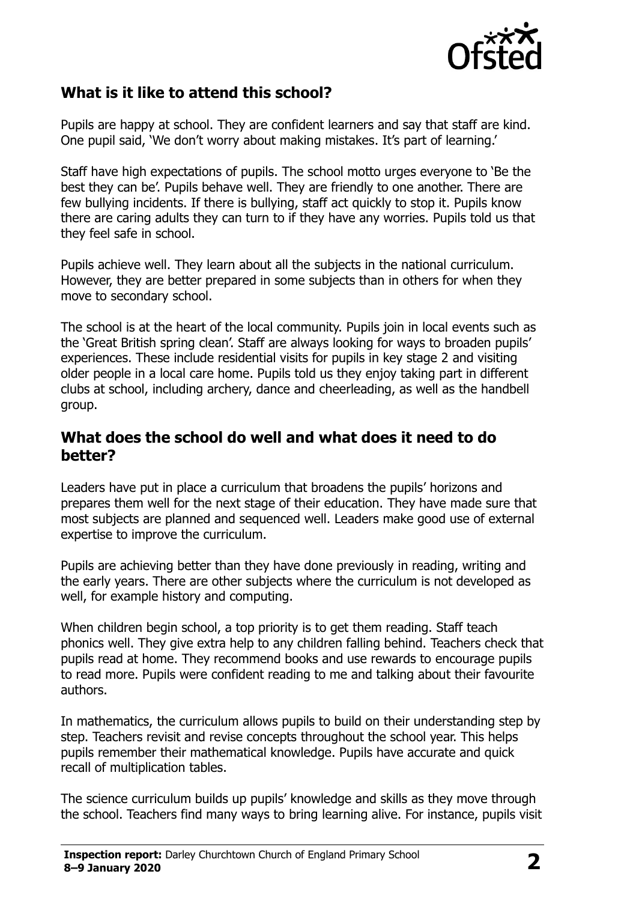## What is it like to attend this school?

Pupils are happy at school. They are confident learners and say that staff are kind. One pupil said, 'We don't worry about making mistakes. It's part of learning.'

Staff have high expectations of pupils. The school motto urges everyone to 'Be the best they can be'. Pupils behave well. They are friendly to one another. There are few bullying incidents. If there is bullying, staff act quickly to stop it. Pupils know there are caring adults they can turn to if they have any worries. Pupils told us that they feel safe in school.

Pupils achieve well. They learn about all the subjects in the national curriculum. However, they are better prepared in some subjects than in others for when they move to secondary school.

The school is at the heart of the local community. Pupils join in local events such as the 'Great British spring clean'. Staff are always looking for ways to broaden pupils' experiences. These include residential visits for pupils in key stage 2 and visiting older people in a local care home. Pupils told us they enjoy taking part in different clubs at school, including archery, dance and cheerleading, as well as the handbell group.

## What does the school do well and what does it need to do better?

Leaders have put in place a curriculum that broadens the pupils' horizons and prepares them well for the next stage of their education. They have made sure that most subjects are planned and sequenced well. Leaders make good use of external expertise to improve the curriculum.

Pupils are achieving better than they have done previously in reading, writing and the early years. There are other subjects where the curriculum is not developed as well, for example history and computing.

When children begin school, a top priority is to get them reading. Staff teach phonics well. They give extra help to any children falling behind. Teachers check that pupils read at home. They recommend books and use rewards to encourage pupils to read more. Pupils were confident reading to me and talking about their favourite authors.

In mathematics, the curriculum allows pupils to build on their understanding step by step. Teachers revisit and revise concepts throughout the school year. This helps pupils remember their mathematical knowledge. Pupils have accurate and quick recall of multiplication tables.

The science curriculum builds up pupils' knowledge and skills as they move through the school. Teachers find many ways to bring learning alive. For instance, pupils visit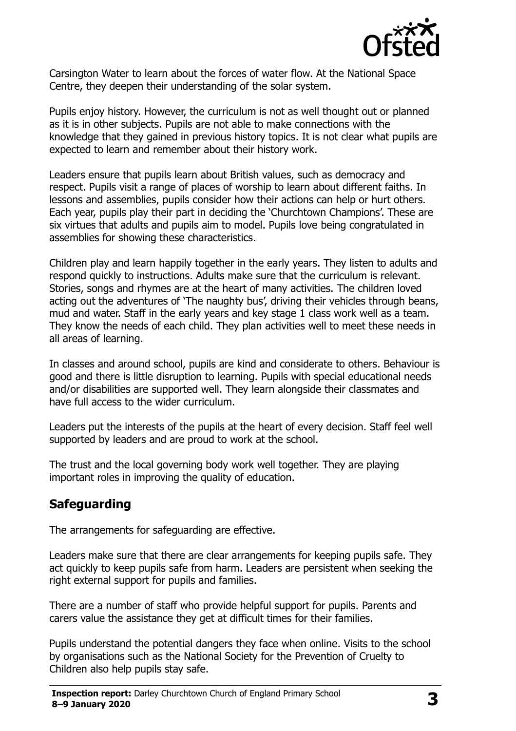Carsington Water to learn about the forces of water flow. At the National Space Centre, they deepen their understanding of the solar system.

Pupils enjoy history. However, the curriculum is not as well thought out or planned as it is in other subjects. Pupils are not able to make connections with the knowledge that they gained in previous history topics. It is not clear what pupils are expected to learn and remember about their history work.

Leaders ensure that pupils learn about British values, such as democracy and respect. Pupils visit a range of places of worship to learn about different faiths. In lessons and assemblies, pupils consider how their actions can help or hurt others. Each year, pupils play their part in deciding the 'Churchtown Champions'. These are six virtues that adults and pupils aim to model. Pupils love being congratulated in assemblies for showing these characteristics.

Children play and learn happily together in the early years. They listen to adults and respond quickly to instructions. Adults make sure that the curriculum is relevant. Stories, songs and rhymes are at the heart of many activities. The children loved acting out the adventures of 'The naughty bus', driving their vehicles through beans, mud and water. Staff in the early years and key stage 1 class work well as a team. They know the needs of each child. They plan activities well to meet these needs in all areas of learning.

In classes and around school, pupils are kind and considerate to others. Behaviour is good and there is little disruption to learning. Pupils with special educational needs and/or disabilities are supported well. They learn alongside their classmates and have full access to the wider curriculum.

Leaders put the interests of the pupils at the heart of every decision. Staff feel well supported by leaders and are proud to work at the school.

The trust and the local governing body work well together. They are playing important roles in improving the quality of education.

## Safeguarding

The arrangements for safeguarding are effective.

Leaders make sure that there are clear arrangements for keeping pupils safe. They act quickly to keep pupils safe from harm. Leaders are persistent when seeking the right external support for pupils and families.

There are a number of staff who provide helpful support for pupils. Parents and carers value the assistance they get at difficult times for their families.

Pupils understand the potential dangers they face when online. Visits to the school by organisations such as the National Society for the Prevention of Cruelty to Children also help pupils stay safe.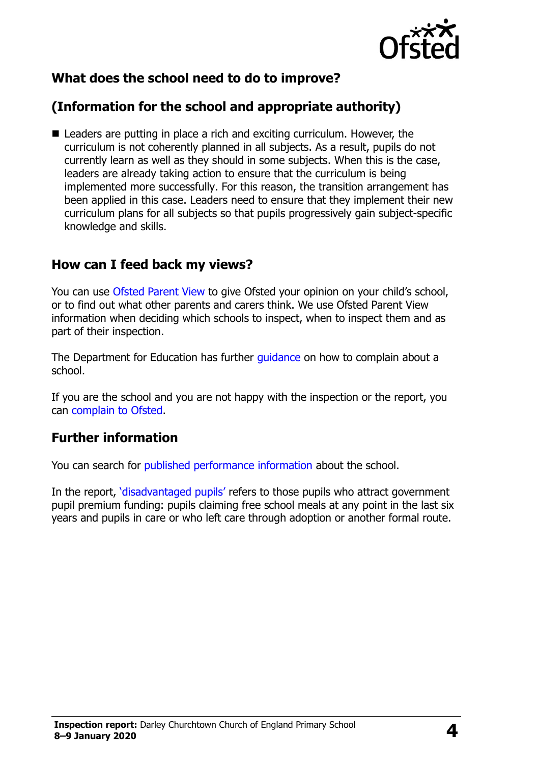## What does the school need to do to improve?

## (Information for the school and appropriate authority)

- Leaders are putting in place a rich and exciting curriculum. However, the curriculum is not coherently planned in all subjects. As a result, pupils do not currently learn as well as they should in some subjects. When this is the case, leaders are already taking action to ensure that the curriculum is being implemented more successfully. For this reason, the transition arrangement has been applied in this case. Leaders need to ensure that they implement their new curriculum plans for all subjects so that pupils progressively gain subject-specific knowledge and skills.

## How can I feed back my views?

You can use Ofsted Parent View to give Ofsted your opinion on your child's school, or to find out what other parents and carers think. We use Ofsted Parent View information when deciding which schools to inspect, when to inspect them and as part of their inspection.

The Department for Education has further guidance on how to complain about a school.

If you are the school and you are not happy with the inspection or the report, you can complain to Ofsted.

## Further information

You can search for published performance information about the school.

In the report, 'disadvantaged pupils' refers to those pupils who attract government pupil premium funding: pupils claiming free school meals at any point in the last six years and pupils in care or who left care through adoption or another formal route.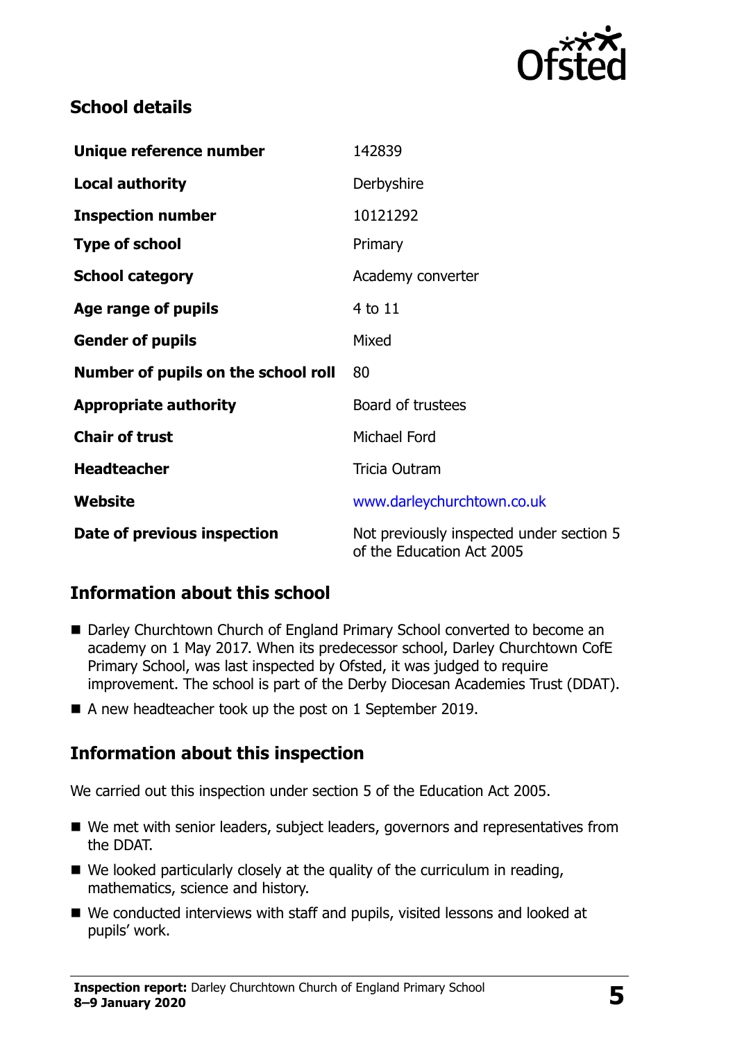## School details

| | |
|---|---|
| **Unique reference number** | 142839 |
| **Local authority** | Derbyshire |
| **Inspection number** | 10121292 |
| **Type of school** | Primary |
| **School category** | Academy converter |
| **Age range of pupils** | 4 to 11 |
| **Gender of pupils** | Mixed |
| **Number of pupils on the school roll** | 80 |
| **Appropriate authority** | Board of trustees |
| **Chair of trust** | Michael Ford |
| **Headteacher** | Tricia Outram |
| **Website** | www.darleychurchtown.co.uk |
| **Date of previous inspection** | Not previously inspected under section 5 of the Education Act 2005 |

## Information about this school

- Darley Churchtown Church of England Primary School converted to become an academy on 1 May 2017. When its predecessor school, Darley Churchtown CofE Primary School, was last inspected by Ofsted, it was judged to require improvement. The school is part of the Derby Diocesan Academies Trust (DDAT).
- A new headteacher took up the post on 1 September 2019.

## Information about this inspection

We carried out this inspection under section 5 of the Education Act 2005.

- We met with senior leaders, subject leaders, governors and representatives from the DDAT.
- We looked particularly closely at the quality of the curriculum in reading, mathematics, science and history.
- We conducted interviews with staff and pupils, visited lessons and looked at pupils' work.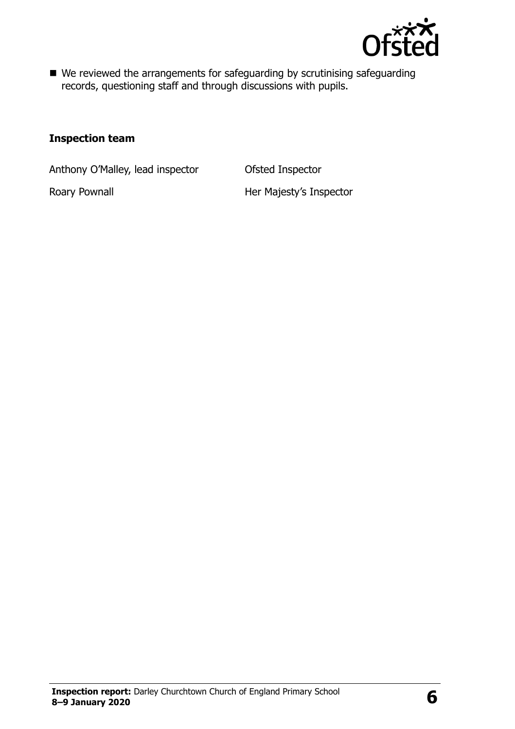- We reviewed the arrangements for safeguarding by scrutinising safeguarding records, questioning staff and through discussions with pupils.

**Inspection team**

| | |
|---|---|
| Anthony O'Malley, lead inspector | Ofsted Inspector |
| Roary Pownall | Her Majesty's Inspector |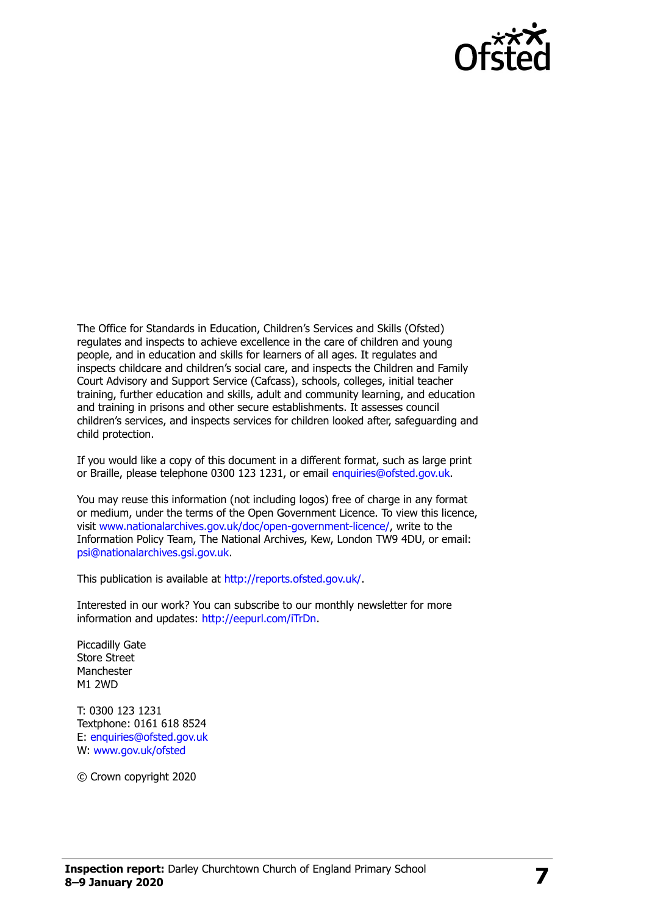The Office for Standards in Education, Children's Services and Skills (Ofsted) regulates and inspects to achieve excellence in the care of children and young people, and in education and skills for learners of all ages. It regulates and inspects childcare and children's social care, and inspects the Children and Family Court Advisory and Support Service (Cafcass), schools, colleges, initial teacher training, further education and skills, adult and community learning, and education and training in prisons and other secure establishments. It assesses council children's services, and inspects services for children looked after, safeguarding and child protection.

If you would like a copy of this document in a different format, such as large print or Braille, please telephone 0300 123 1231, or email enquiries@ofsted.gov.uk.

You may reuse this information (not including logos) free of charge in any format or medium, under the terms of the Open Government Licence. To view this licence, visit www.nationalarchives.gov.uk/doc/open-government-licence/, write to the Information Policy Team, The National Archives, Kew, London TW9 4DU, or email: psi@nationalarchives.gsi.gov.uk.

This publication is available at http://reports.ofsted.gov.uk/.

Interested in our work? You can subscribe to our monthly newsletter for more information and updates: http://eepurl.com/iTrDn.

Piccadilly Gate
Store Street
Manchester
M1 2WD

T: 0300 123 1231
Textphone: 0161 618 8524
E: enquiries@ofsted.gov.uk
W: www.gov.uk/ofsted

© Crown copyright 2020